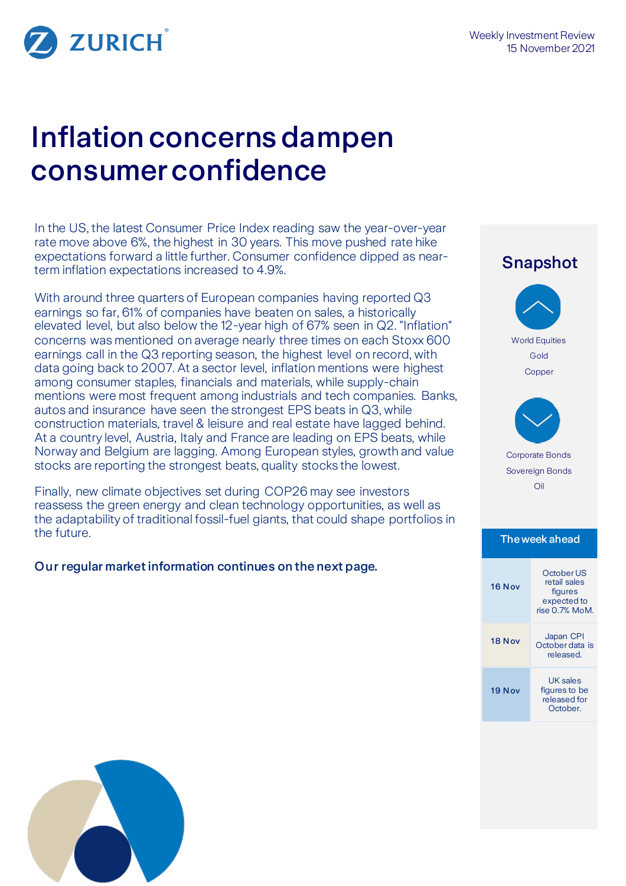Weekly Investment Review
15 November 2021

# Inflation concerns dampen consumer confidence

In the US, the latest Consumer Price Index reading saw the year-over-year rate move above 6%, the highest in 30 years. This move pushed rate hike expectations forward a little further. Consumer confidence dipped as near-term inflation expectations increased to 4.9%.

With around three quarters of European companies having reported Q3 earnings so far, 61% of companies have beaten on sales, a historically elevated level, but also below the 12-year high of 67% seen in Q2. "Inflation" concerns was mentioned on average nearly three times on each Stoxx 600 earnings call in the Q3 reporting season, the highest level on record, with data going back to 2007. At a sector level, inflation mentions were highest among consumer staples, financials and materials, while supply-chain mentions were most frequent among industrials and tech companies. Banks, autos and insurance have seen the strongest EPS beats in Q3, while construction materials, travel & leisure and real estate have lagged behind. At a country level, Austria, Italy and France are leading on EPS beats, while Norway and Belgium are lagging. Among European styles, growth and value stocks are reporting the strongest beats, quality stocks the lowest.

Finally, new climate objectives set during COP26 may see investors reassess the green energy and clean technology opportunities, as well as the adaptability of traditional fossil-fuel giants, that could shape portfolios in the future.

**Our regular market information continues on the next page.**

## Snapshot

**Up:**
- World Equities
- Gold
- Copper

**Down:**
- Corporate Bonds
- Sovereign Bonds
- Oil

## The week ahead

| Date | Event |
| --- | --- |
| 16 Nov | October US retail sales figures expected to rise 0.7% MoM. |
| 18 Nov | Japan CPI October data is released. |
| 19 Nov | UK sales figures to be released for October. |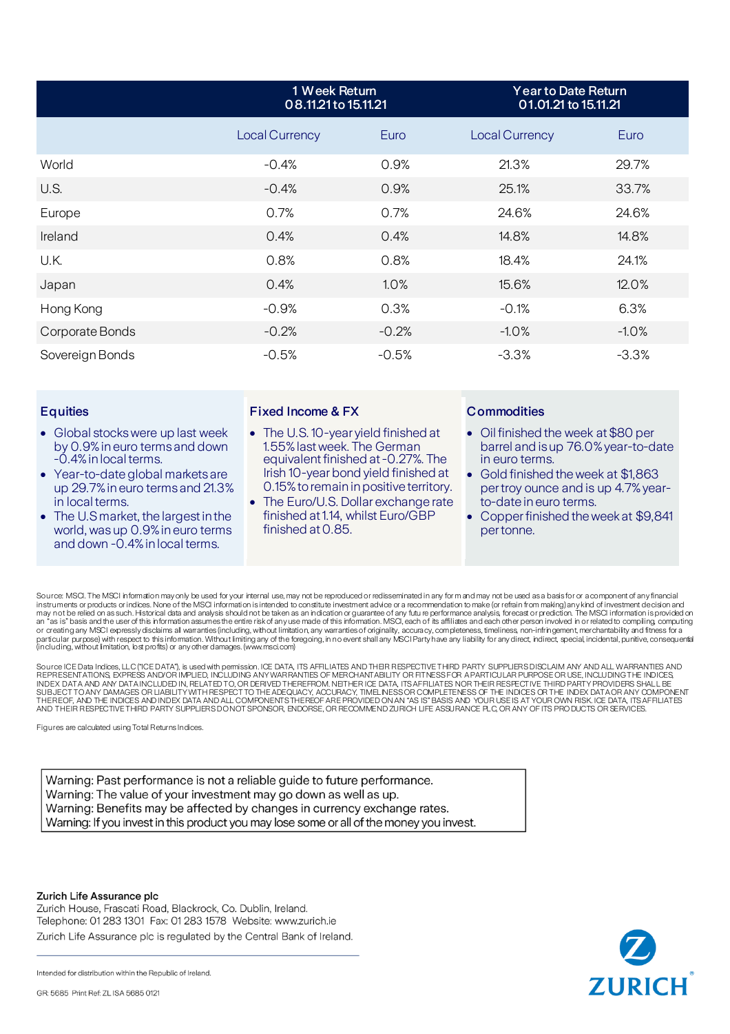| | 1 Week Return 08.11.21 to 15.11.21 | | Year to Date Return 01.01.21 to 15.11.21 | |
|---|---|---|---|---|
| | Local Currency | Euro | Local Currency | Euro |
| World | -0.4% | 0.9% | 21.3% | 29.7% |
| U.S. | -0.4% | 0.9% | 25.1% | 33.7% |
| Europe | 0.7% | 0.7% | 24.6% | 24.6% |
| Ireland | 0.4% | 0.4% | 14.8% | 14.8% |
| U.K. | 0.8% | 0.8% | 18.4% | 24.1% |
| Japan | 0.4% | 1.0% | 15.6% | 12.0% |
| Hong Kong | -0.9% | 0.3% | -0.1% | 6.3% |
| Corporate Bonds | -0.2% | -0.2% | -1.0% | -1.0% |
| Sovereign Bonds | -0.5% | -0.5% | -3.3% | -3.3% |

## Equities

- Global stocks were up last week by 0.9% in euro terms and down -0.4% in local terms.
- Year-to-date global markets are up 29.7% in euro terms and 21.3% in local terms.
- The U.S market, the largest in the world, was up 0.9% in euro terms and down -0.4% in local terms.

## Fixed Income & FX

- The U.S. 10-year yield finished at 1.55% last week. The German equivalent finished at -0.27%. The Irish 10-year bond yield finished at 0.15% to remain in positive territory.
- The Euro/U.S. Dollar exchange rate finished at 1.14, whilst Euro/GBP finished at 0.85.

## Commodities

- Oil finished the week at $80 per barrel and is up 76.0% year-to-date in euro terms.
- Gold finished the week at $1,863 per troy ounce and is up 4.7% year-to-date in euro terms.
- Copper finished the week at $9,841 per tonne.

Source: MSCI. The MSCI information may only be used for your internal use, may not be reproduced or redisseminated in any form and may not be used as a basis for or a component of any financial instruments or products or indices. None of the MSCI information is intended to constitute investment advice or a recommendation to make (or refrain from making) any kind of investment decision and may not be relied on as such. Historical data and analysis should not be taken as an indication or guarantee of any future performance analysis, forecast or prediction. The MSCI information is provided on an "as is" basis and the user of this information assumes the entire risk of any use made of this information. MSCI, each of its affiliates and each other person involved in or related to compiling, computing or creating any MSCI expressly disclaims all warranties (including, without limitation, any warranties of originality, accuracy, completeness, timeliness, non-infringement, merchantability and fitness for a particular purpose) with respect to this information. Without limiting any of the foregoing, in no event shall any MSCI Party have any liability for any direct, indirect, special, incidental, punitive, consequential (including, without limitation, lost profits) or any other damages. (www.msci.com)

Source ICE Data Indices, LLC ("ICE DATA"), is used with permission. ICE DATA, ITS AFFILIATES AND THEIR RESPECTIVE THIRD PARTY SUPPLIERS DISCLAIM ANY AND ALL WARRANTIES AND REPRESENTATIONS, EXPRESS AND/OR IMPLIED, INCLUDING ANY WARRANTIES OF MERCHANTABILITY OR FITNESS FOR A PARTICULAR PURPOSE OR USE, INCLUDING THE INDICES, INDEX DATA AND ANY DATA INCLUDED IN, RELATED TO, OR DERIVED THEREFROM. NEITHER ICE DATA, ITS AFFILIATES NOR THEIR RESPECTIVE THIRD PARTY PROVIDERS SHALL BE SUBJECT TO ANY DAMAGES OR LIABILITY WITH RESPECT TO THE ADEQUACY, ACCURACY, TIMELINESS OR COMPLETENESS OF THE INDICES OR THE INDEX DATA OR ANY COMPONENT THEREOF, AND THE INDICES AND INDEX DATA AND ALL COMPONENTS THEREOF ARE PROVIDED ON AN "AS IS" BASIS AND YOUR USE IS AT YOUR OWN RISK. ICE DATA, ITS AFFILIATES AND THEIR RESPECTIVE THIRD PARTY SUPPLIERS DO NOT SPONSOR, ENDORSE, OR RECOMMEND ZURICH LIFE ASSURANCE PLC, OR ANY OF ITS PRODUCTS OR SERVICES.

Figures are calculated using Total Returns Indices.

Warning: Past performance is not a reliable guide to future performance.
Warning: The value of your investment may go down as well as up.
Warning: Benefits may be affected by changes in currency exchange rates.
Warning: If you invest in this product you may lose some or all of the money you invest.

**Zurich Life Assurance plc**
Zurich House, Frascati Road, Blackrock, Co. Dublin, Ireland.
Telephone: 01 283 1301 Fax: 01 283 1578 Website: www.zurich.ie
Zurich Life Assurance plc is regulated by the Central Bank of Ireland.

Intended for distribution within the Republic of Ireland.

GR: 5685 Print Ref: ZL ISA 5685 0121

ZURICH